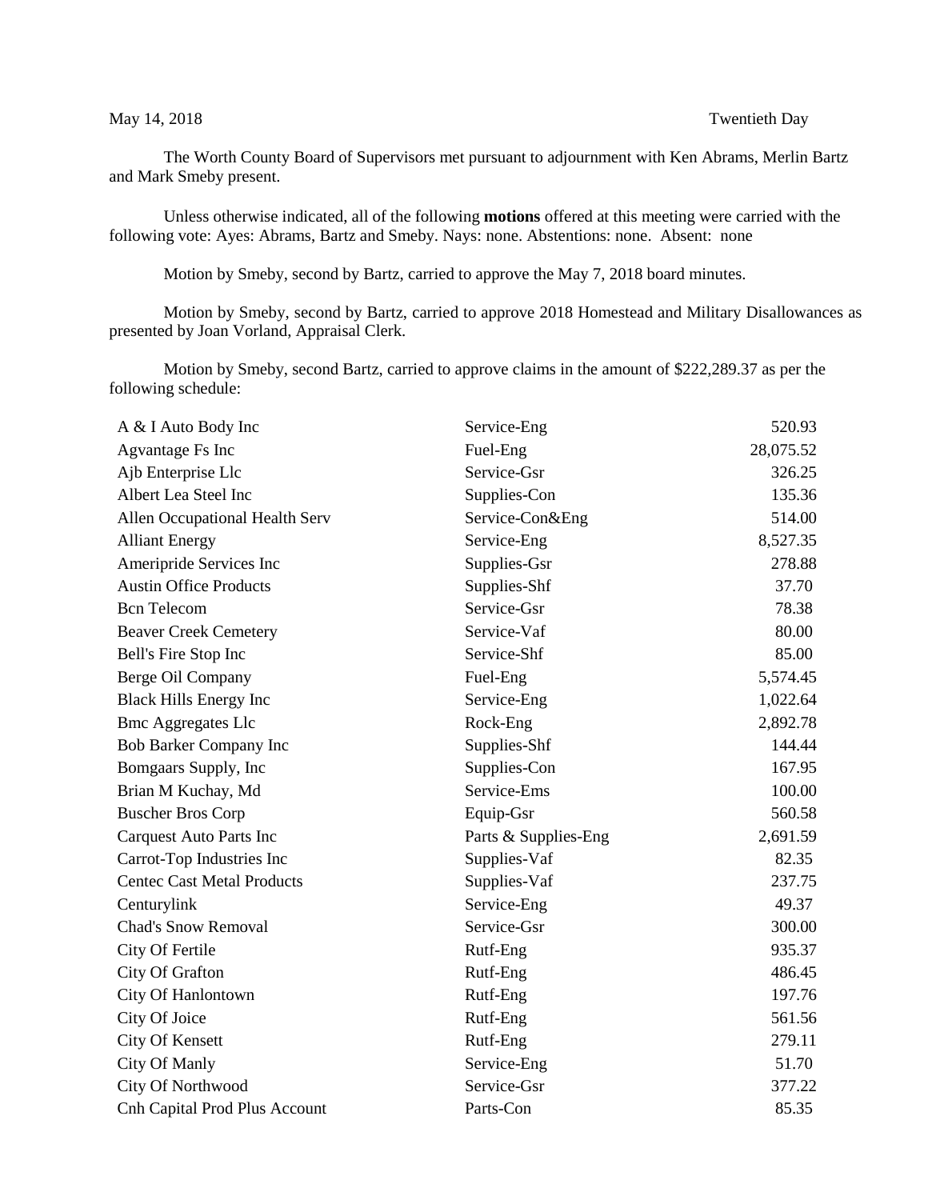May 14, 2018 Twentieth Day

The Worth County Board of Supervisors met pursuant to adjournment with Ken Abrams, Merlin Bartz and Mark Smeby present.

Unless otherwise indicated, all of the following **motions** offered at this meeting were carried with the following vote: Ayes: Abrams, Bartz and Smeby. Nays: none. Abstentions: none. Absent: none

Motion by Smeby, second by Bartz, carried to approve the May 7, 2018 board minutes.

Motion by Smeby, second by Bartz, carried to approve 2018 Homestead and Military Disallowances as presented by Joan Vorland, Appraisal Clerk.

Motion by Smeby, second Bartz, carried to approve claims in the amount of $222,289.37 as per the following schedule:

| | | |
|---|---|---|
| A & I Auto Body Inc | Service-Eng | 520.93 |
| Agvantage Fs Inc | Fuel-Eng | 28,075.52 |
| Ajb Enterprise Llc | Service-Gsr | 326.25 |
| Albert Lea Steel Inc | Supplies-Con | 135.36 |
| Allen Occupational Health Serv | Service-Con&Eng | 514.00 |
| Alliant Energy | Service-Eng | 8,527.35 |
| Ameripride Services Inc | Supplies-Gsr | 278.88 |
| Austin Office Products | Supplies-Shf | 37.70 |
| Bcn Telecom | Service-Gsr | 78.38 |
| Beaver Creek Cemetery | Service-Vaf | 80.00 |
| Bell's Fire Stop Inc | Service-Shf | 85.00 |
| Berge Oil Company | Fuel-Eng | 5,574.45 |
| Black Hills Energy Inc | Service-Eng | 1,022.64 |
| Bmc Aggregates Llc | Rock-Eng | 2,892.78 |
| Bob Barker Company Inc | Supplies-Shf | 144.44 |
| Bomgaars Supply, Inc | Supplies-Con | 167.95 |
| Brian M Kuchay, Md | Service-Ems | 100.00 |
| Buscher Bros Corp | Equip-Gsr | 560.58 |
| Carquest Auto Parts Inc | Parts & Supplies-Eng | 2,691.59 |
| Carrot-Top Industries Inc | Supplies-Vaf | 82.35 |
| Centec Cast Metal Products | Supplies-Vaf | 237.75 |
| Centurylink | Service-Eng | 49.37 |
| Chad's Snow Removal | Service-Gsr | 300.00 |
| City Of Fertile | Rutf-Eng | 935.37 |
| City Of Grafton | Rutf-Eng | 486.45 |
| City Of Hanlontown | Rutf-Eng | 197.76 |
| City Of Joice | Rutf-Eng | 561.56 |
| City Of Kensett | Rutf-Eng | 279.11 |
| City Of Manly | Service-Eng | 51.70 |
| City Of Northwood | Service-Gsr | 377.22 |
| Cnh Capital Prod Plus Account | Parts-Con | 85.35 |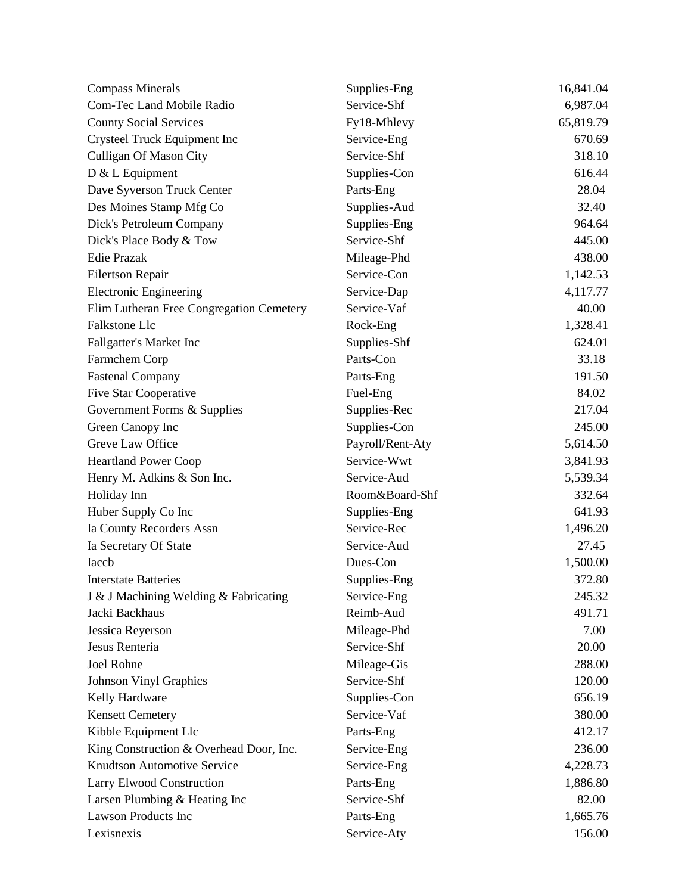| | | |
|---|---|---|
| Compass Minerals | Supplies-Eng | 16,841.04 |
| Com-Tec Land Mobile Radio | Service-Shf | 6,987.04 |
| County Social Services | Fy18-Mhlevy | 65,819.79 |
| Crysteel Truck Equipment Inc | Service-Eng | 670.69 |
| Culligan Of Mason City | Service-Shf | 318.10 |
| D & L Equipment | Supplies-Con | 616.44 |
| Dave Syverson Truck Center | Parts-Eng | 28.04 |
| Des Moines Stamp Mfg Co | Supplies-Aud | 32.40 |
| Dick's Petroleum Company | Supplies-Eng | 964.64 |
| Dick's Place Body & Tow | Service-Shf | 445.00 |
| Edie Prazak | Mileage-Phd | 438.00 |
| Eilertson Repair | Service-Con | 1,142.53 |
| Electronic Engineering | Service-Dap | 4,117.77 |
| Elim Lutheran Free Congregation Cemetery | Service-Vaf | 40.00 |
| Falkstone Llc | Rock-Eng | 1,328.41 |
| Fallgatter's Market Inc | Supplies-Shf | 624.01 |
| Farmchem Corp | Parts-Con | 33.18 |
| Fastenal Company | Parts-Eng | 191.50 |
| Five Star Cooperative | Fuel-Eng | 84.02 |
| Government Forms & Supplies | Supplies-Rec | 217.04 |
| Green Canopy Inc | Supplies-Con | 245.00 |
| Greve Law Office | Payroll/Rent-Aty | 5,614.50 |
| Heartland Power Coop | Service-Wwt | 3,841.93 |
| Henry M. Adkins & Son Inc. | Service-Aud | 5,539.34 |
| Holiday Inn | Room&Board-Shf | 332.64 |
| Huber Supply Co Inc | Supplies-Eng | 641.93 |
| Ia County Recorders Assn | Service-Rec | 1,496.20 |
| Ia Secretary Of State | Service-Aud | 27.45 |
| Iaccb | Dues-Con | 1,500.00 |
| Interstate Batteries | Supplies-Eng | 372.80 |
| J & J Machining Welding & Fabricating | Service-Eng | 245.32 |
| Jacki Backhaus | Reimb-Aud | 491.71 |
| Jessica Reyerson | Mileage-Phd | 7.00 |
| Jesus Renteria | Service-Shf | 20.00 |
| Joel Rohne | Mileage-Gis | 288.00 |
| Johnson Vinyl Graphics | Service-Shf | 120.00 |
| Kelly Hardware | Supplies-Con | 656.19 |
| Kensett Cemetery | Service-Vaf | 380.00 |
| Kibble Equipment Llc | Parts-Eng | 412.17 |
| King Construction & Overhead Door, Inc. | Service-Eng | 236.00 |
| Knudtson Automotive Service | Service-Eng | 4,228.73 |
| Larry Elwood Construction | Parts-Eng | 1,886.80 |
| Larsen Plumbing & Heating Inc | Service-Shf | 82.00 |
| Lawson Products Inc | Parts-Eng | 1,665.76 |
| Lexisnexis | Service-Aty | 156.00 |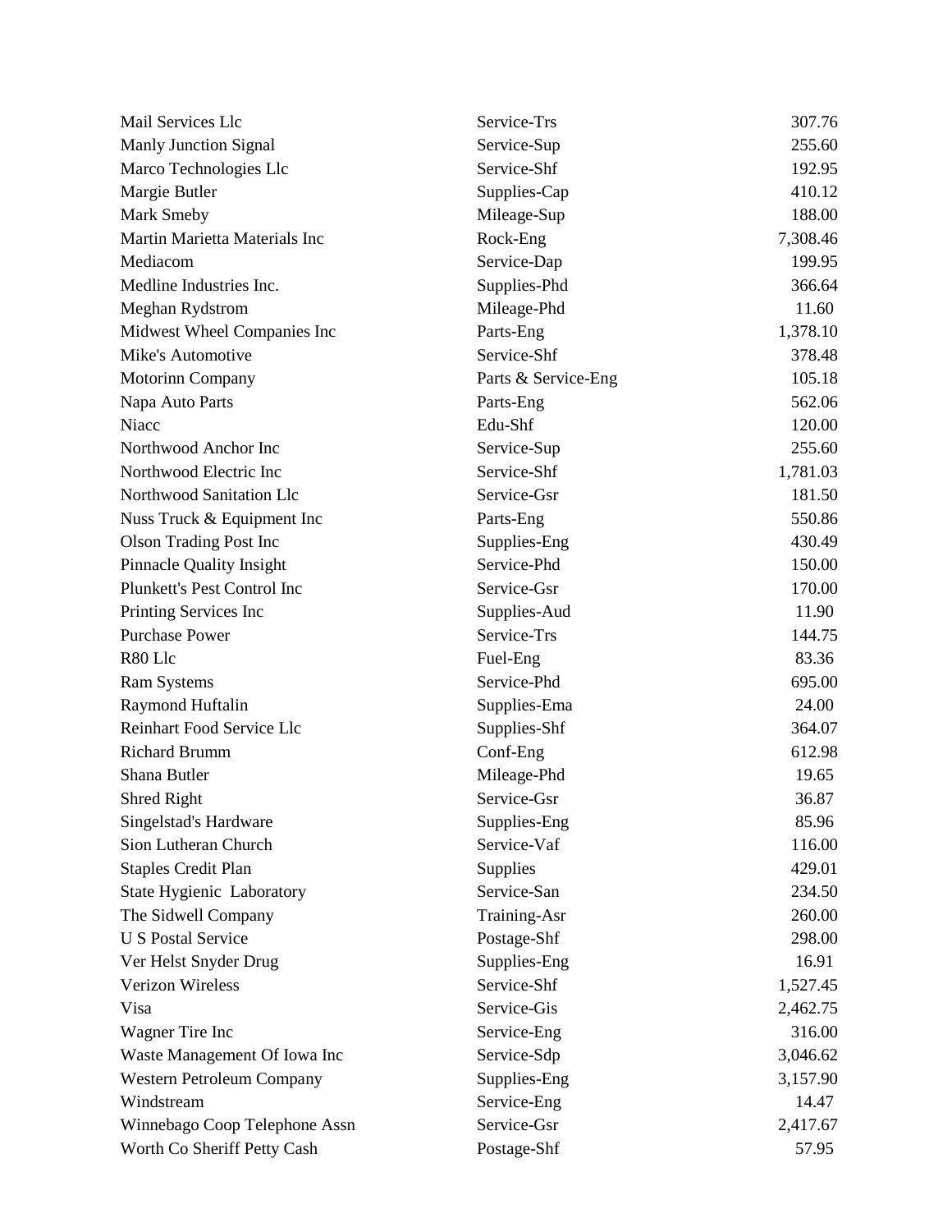| | | |
|---|---|---|
| Mail Services Llc | Service-Trs | 307.76 |
| Manly Junction Signal | Service-Sup | 255.60 |
| Marco Technologies Llc | Service-Shf | 192.95 |
| Margie Butler | Supplies-Cap | 410.12 |
| Mark Smeby | Mileage-Sup | 188.00 |
| Martin Marietta Materials Inc | Rock-Eng | 7,308.46 |
| Mediacom | Service-Dap | 199.95 |
| Medline Industries Inc. | Supplies-Phd | 366.64 |
| Meghan Rydstrom | Mileage-Phd | 11.60 |
| Midwest Wheel Companies Inc | Parts-Eng | 1,378.10 |
| Mike's Automotive | Service-Shf | 378.48 |
| Motorinn Company | Parts & Service-Eng | 105.18 |
| Napa Auto Parts | Parts-Eng | 562.06 |
| Niacc | Edu-Shf | 120.00 |
| Northwood Anchor Inc | Service-Sup | 255.60 |
| Northwood Electric Inc | Service-Shf | 1,781.03 |
| Northwood Sanitation Llc | Service-Gsr | 181.50 |
| Nuss Truck & Equipment Inc | Parts-Eng | 550.86 |
| Olson Trading Post Inc | Supplies-Eng | 430.49 |
| Pinnacle Quality Insight | Service-Phd | 150.00 |
| Plunkett's Pest Control Inc | Service-Gsr | 170.00 |
| Printing Services Inc | Supplies-Aud | 11.90 |
| Purchase Power | Service-Trs | 144.75 |
| R80 Llc | Fuel-Eng | 83.36 |
| Ram Systems | Service-Phd | 695.00 |
| Raymond Huftalin | Supplies-Ema | 24.00 |
| Reinhart Food Service Llc | Supplies-Shf | 364.07 |
| Richard Brumm | Conf-Eng | 612.98 |
| Shana Butler | Mileage-Phd | 19.65 |
| Shred Right | Service-Gsr | 36.87 |
| Singelstad's Hardware | Supplies-Eng | 85.96 |
| Sion Lutheran Church | Service-Vaf | 116.00 |
| Staples Credit Plan | Supplies | 429.01 |
| State Hygienic Laboratory | Service-San | 234.50 |
| The Sidwell Company | Training-Asr | 260.00 |
| U S Postal Service | Postage-Shf | 298.00 |
| Ver Helst Snyder Drug | Supplies-Eng | 16.91 |
| Verizon Wireless | Service-Shf | 1,527.45 |
| Visa | Service-Gis | 2,462.75 |
| Wagner Tire Inc | Service-Eng | 316.00 |
| Waste Management Of Iowa Inc | Service-Sdp | 3,046.62 |
| Western Petroleum Company | Supplies-Eng | 3,157.90 |
| Windstream | Service-Eng | 14.47 |
| Winnebago Coop Telephone Assn | Service-Gsr | 2,417.67 |
| Worth Co Sheriff Petty Cash | Postage-Shf | 57.95 |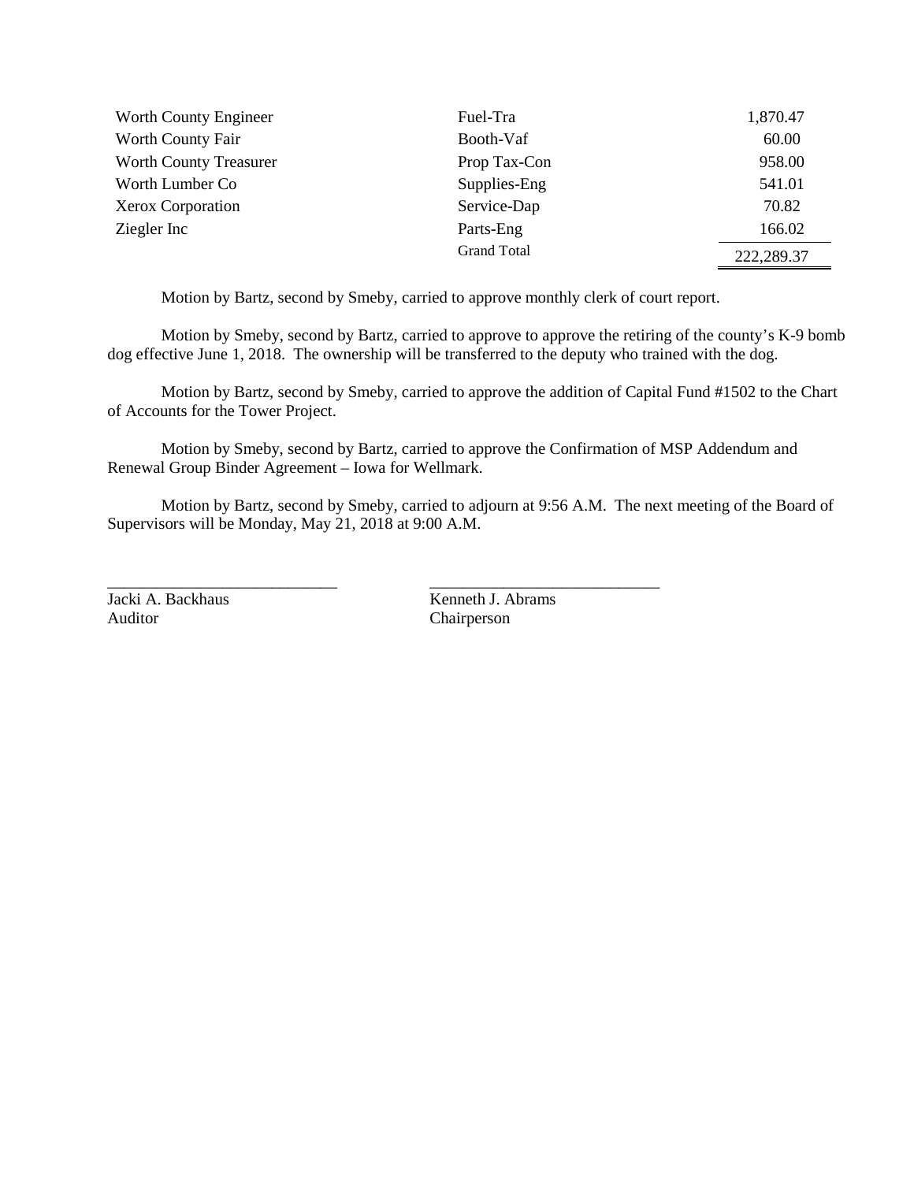| | | |
|---|---|---|
| Worth County Engineer | Fuel-Tra | 1,870.47 |
| Worth County Fair | Booth-Vaf | 60.00 |
| Worth County Treasurer | Prop Tax-Con | 958.00 |
| Worth Lumber Co | Supplies-Eng | 541.01 |
| Xerox Corporation | Service-Dap | 70.82 |
| Ziegler Inc | Parts-Eng | 166.02 |
| | Grand Total | 222,289.37 |

Motion by Bartz, second by Smeby, carried to approve monthly clerk of court report.

Motion by Smeby, second by Bartz, carried to approve to approve the retiring of the county's K-9 bomb dog effective June 1, 2018. The ownership will be transferred to the deputy who trained with the dog.

Motion by Bartz, second by Smeby, carried to approve the addition of Capital Fund #1502 to the Chart of Accounts for the Tower Project.

Motion by Smeby, second by Bartz, carried to approve the Confirmation of MSP Addendum and Renewal Group Binder Agreement – Iowa for Wellmark.

Motion by Bartz, second by Smeby, carried to adjourn at 9:56 A.M. The next meeting of the Board of Supervisors will be Monday, May 21, 2018 at 9:00 A.M.

\_\_\_\_\_\_\_\_\_\_\_\_\_\_\_\_\_\_\_\_\_\_\_\_\_\_\_\_
Jacki A. Backhaus
Auditor

\_\_\_\_\_\_\_\_\_\_\_\_\_\_\_\_\_\_\_\_\_\_\_\_\_\_\_\_
Kenneth J. Abrams
Chairperson